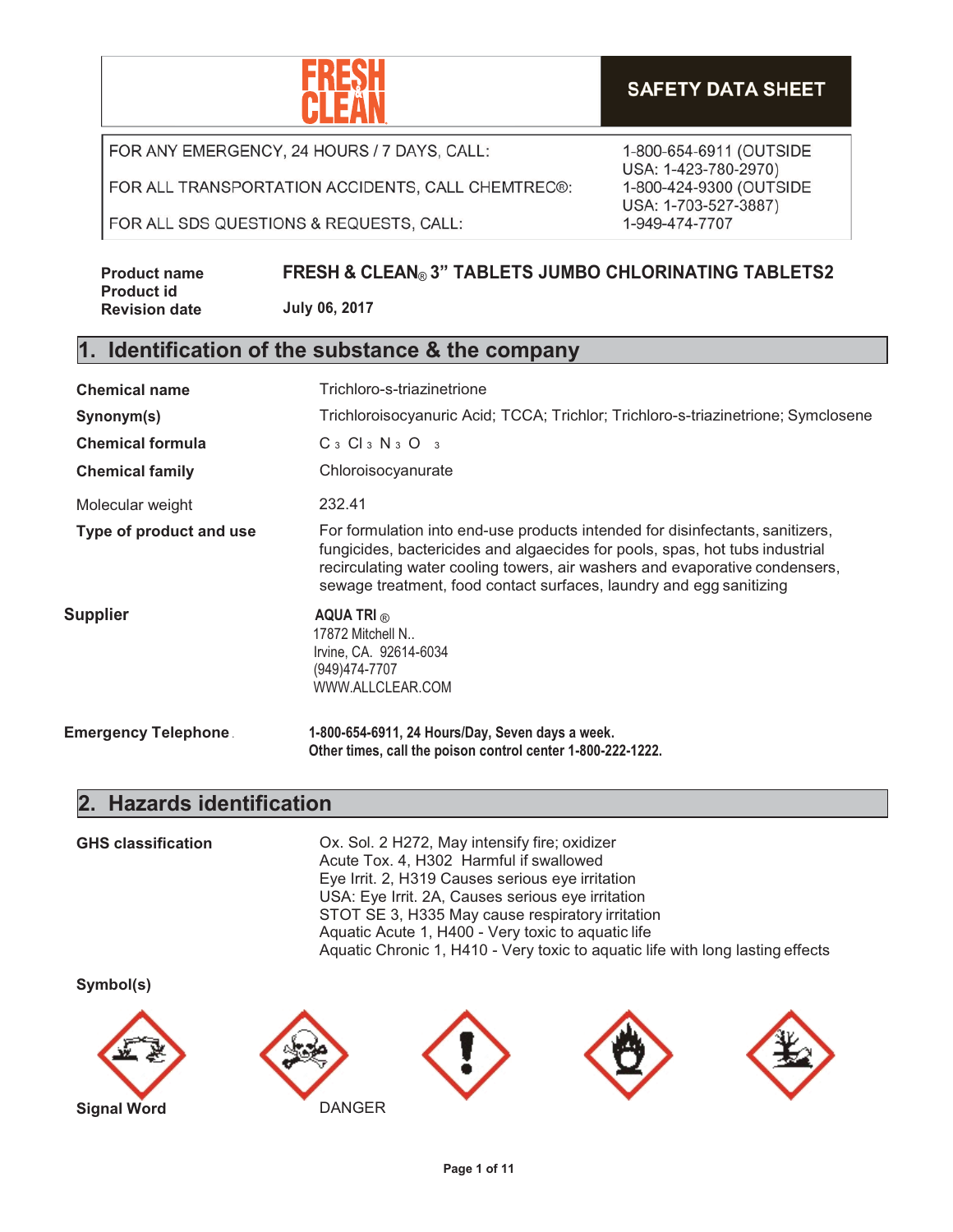FRESH & CLEAN

# SAFETY DATA SHEET

| | |
|---|---|
| FOR ANY EMERGENCY, 24 HOURS / 7 DAYS, CALL: | 1-800-654-6911 (OUTSIDE USA: 1-423-780-2970) |
| FOR ALL TRANSPORTATION ACCIDENTS, CALL CHEMTREC®: | 1-800-424-9300 (OUTSIDE USA: 1-703-527-3887) |
| FOR ALL SDS QUESTIONS & REQUESTS, CALL: | 1-949-474-7707 |

**Product name** **FRESH & CLEAN® 3" TABLETS JUMBO CHLORINATING TABLETS2**

**Product id**

**Revision date** **July 06, 2017**

## 1. Identification of the substance & the company

**Chemical name** Trichloro-s-triazinetrione

**Synonym(s)** Trichloroisocyanuric Acid; TCCA; Trichlor; Trichloro-s-triazinetrione; Symclosene

**Chemical formula** $C_3 Cl_3 N_3 O_3$

**Chemical family** Chloroisocyanurate

Molecular weight 232.41

**Type of product and use** For formulation into end-use products intended for disinfectants, sanitizers, fungicides, bactericides and algaecides for pools, spas, hot tubs industrial recirculating water cooling towers, air washers and evaporative condensers, sewage treatment, food contact surfaces, laundry and egg sanitizing

**Supplier**

**AQUA TRI ®**
17872 Mitchell N..
Irvine, CA. 92614-6034
(949)474-7707
WWW.ALLCLEAR.COM

**Emergency Telephone** **1-800-654-6911, 24 Hours/Day, Seven days a week.**
**Other times, call the poison control center 1-800-222-1222.**

## 2. Hazards identification

**GHS classification**

Ox. Sol. 2 H272, May intensify fire; oxidizer
Acute Tox. 4, H302 Harmful if swallowed
Eye Irrit. 2, H319 Causes serious eye irritation
USA: Eye Irrit. 2A, Causes serious eye irritation
STOT SE 3, H335 May cause respiratory irritation
Aquatic Acute 1, H400 - Very toxic to aquatic life
Aquatic Chronic 1, H410 - Very toxic to aquatic life with long lasting effects

**Symbol(s)**

**Signal Word** DANGER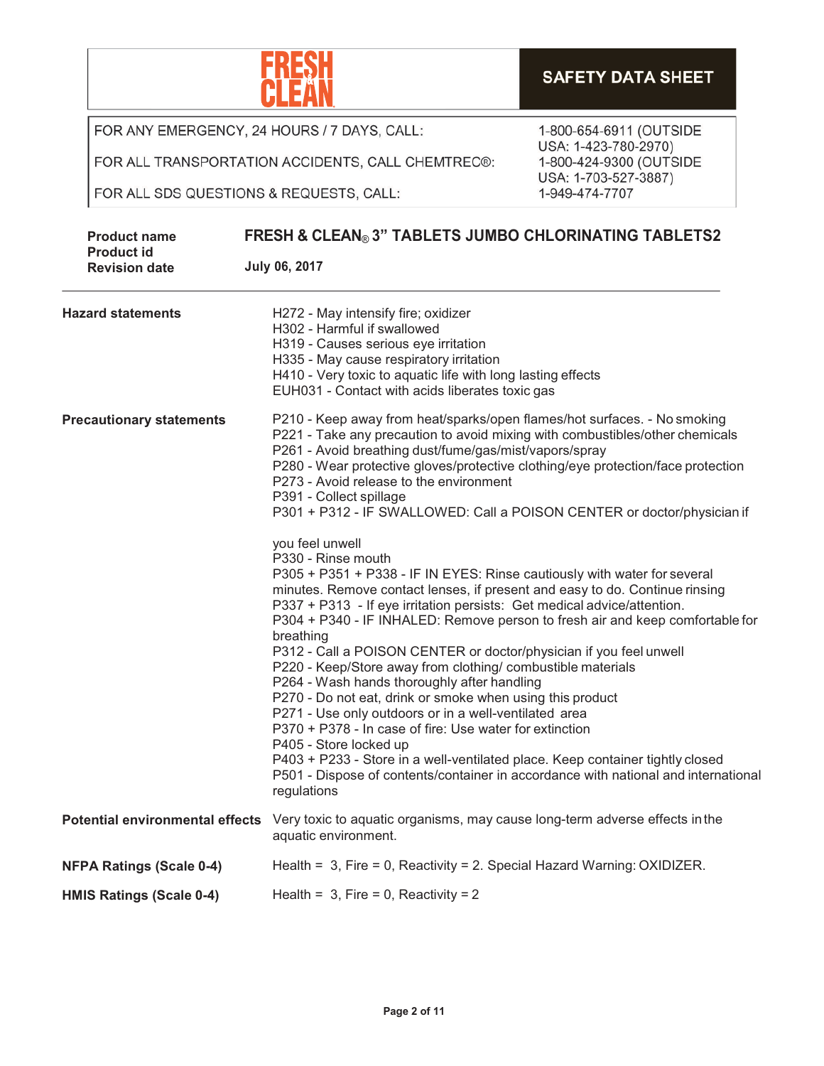FRESH & CLEAN

**SAFETY DATA SHEET**

| | |
|---|---|
| FOR ANY EMERGENCY, 24 HOURS / 7 DAYS, CALL: | 1-800-654-6911 (OUTSIDE USA: 1-423-780-2970) |
| FOR ALL TRANSPORTATION ACCIDENTS, CALL CHEMTREC®: | 1-800-424-9300 (OUTSIDE USA: 1-703-527-3887) |
| FOR ALL SDS QUESTIONS & REQUESTS, CALL: | 1-949-474-7707 |

**Product name** **FRESH & CLEAN® 3" TABLETS JUMBO CHLORINATING TABLETS2**
**Product id**
**Revision date** **July 06, 2017**

---

**Hazard statements**

H272 - May intensify fire; oxidizer
H302 - Harmful if swallowed
H319 - Causes serious eye irritation
H335 - May cause respiratory irritation
H410 - Very toxic to aquatic life with long lasting effects
EUH031 - Contact with acids liberates toxic gas

**Precautionary statements**

P210 - Keep away from heat/sparks/open flames/hot surfaces. - No smoking
P221 - Take any precaution to avoid mixing with combustibles/other chemicals
P261 - Avoid breathing dust/fume/gas/mist/vapors/spray
P280 - Wear protective gloves/protective clothing/eye protection/face protection
P273 - Avoid release to the environment
P391 - Collect spillage
P301 + P312 - IF SWALLOWED: Call a POISON CENTER or doctor/physician if

you feel unwell
P330 - Rinse mouth
P305 + P351 + P338 - IF IN EYES: Rinse cautiously with water for several minutes. Remove contact lenses, if present and easy to do. Continue rinsing
P337 + P313 - If eye irritation persists: Get medical advice/attention.
P304 + P340 - IF INHALED: Remove person to fresh air and keep comfortable for breathing
P312 - Call a POISON CENTER or doctor/physician if you feel unwell
P220 - Keep/Store away from clothing/ combustible materials
P264 - Wash hands thoroughly after handling
P270 - Do not eat, drink or smoke when using this product
P271 - Use only outdoors or in a well-ventilated area
P370 + P378 - In case of fire: Use water for extinction
P405 - Store locked up
P403 + P233 - Store in a well-ventilated place. Keep container tightly closed
P501 - Dispose of contents/container in accordance with national and international regulations

**Potential environmental effects** Very toxic to aquatic organisms, may cause long-term adverse effects in the aquatic environment.

**NFPA Ratings (Scale 0-4)** Health = 3, Fire = 0, Reactivity = 2. Special Hazard Warning: OXIDIZER.

**HMIS Ratings (Scale 0-4)** Health = 3, Fire = 0, Reactivity = 2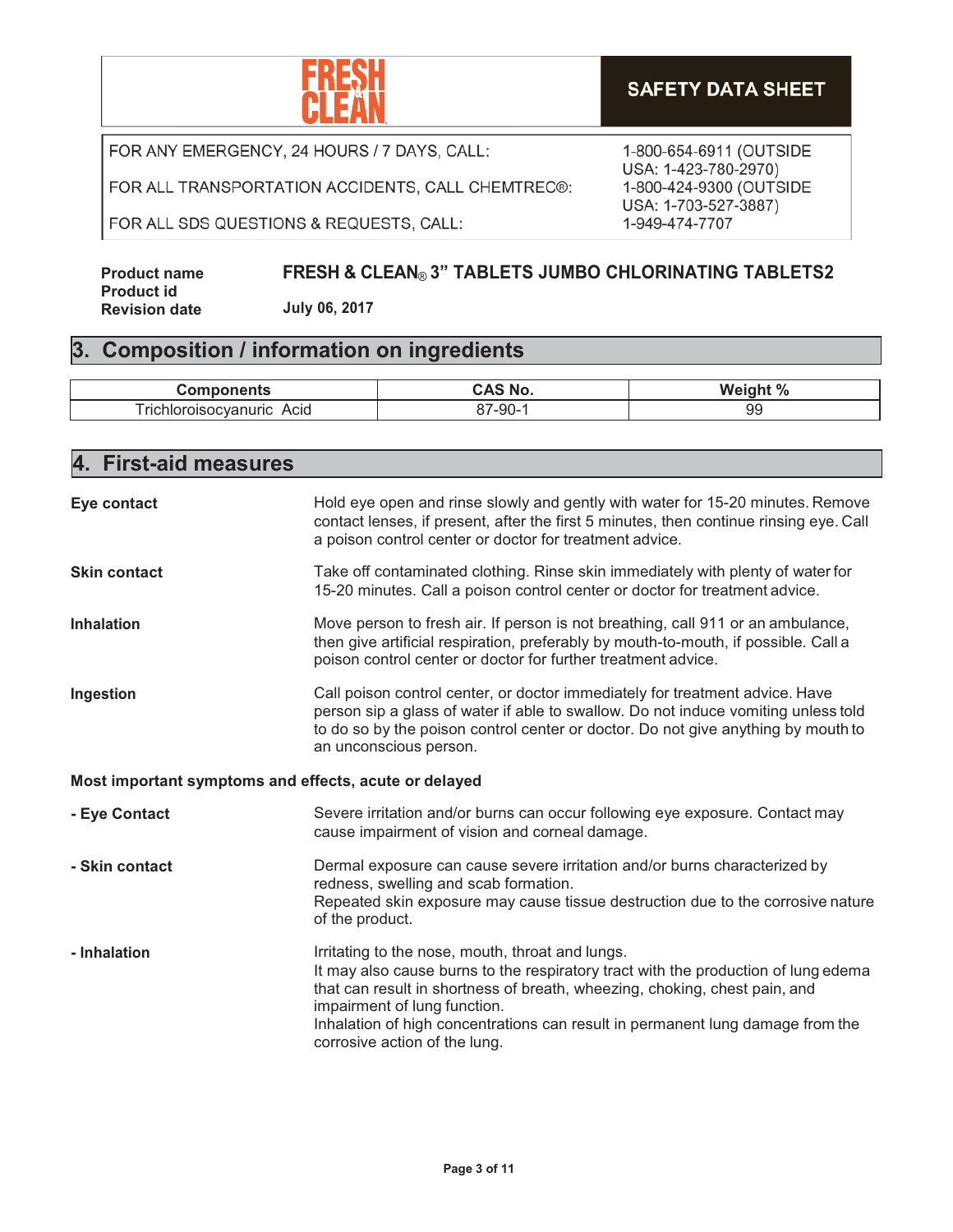**FRESH & CLEAN**

**SAFETY DATA SHEET**

| | |
|---|---|
| FOR ANY EMERGENCY, 24 HOURS / 7 DAYS, CALL: | 1-800-654-6911 (OUTSIDE USA: 1-423-780-2970) |
| FOR ALL TRANSPORTATION ACCIDENTS, CALL CHEMTREC®: | 1-800-424-9300 (OUTSIDE USA: 1-703-527-3887) |
| FOR ALL SDS QUESTIONS & REQUESTS, CALL: | 1-949-474-7707 |

**Product name** **FRESH & CLEAN® 3" TABLETS JUMBO CHLORINATING TABLETS2**
**Product id**
**Revision date** **July 06, 2017**

## 3. Composition / information on ingredients

| Components | CAS No. | Weight % |
|---|---|---|
| Trichloroisocyanuric Acid | 87-90-1 | 99 |

## 4. First-aid measures

**Eye contact**
Hold eye open and rinse slowly and gently with water for 15-20 minutes. Remove contact lenses, if present, after the first 5 minutes, then continue rinsing eye. Call a poison control center or doctor for treatment advice.

**Skin contact**
Take off contaminated clothing. Rinse skin immediately with plenty of water for 15-20 minutes. Call a poison control center or doctor for treatment advice.

**Inhalation**
Move person to fresh air. If person is not breathing, call 911 or an ambulance, then give artificial respiration, preferably by mouth-to-mouth, if possible. Call a poison control center or doctor for further treatment advice.

**Ingestion**
Call poison control center, or doctor immediately for treatment advice. Have person sip a glass of water if able to swallow. Do not induce vomiting unless told to do so by the poison control center or doctor. Do not give anything by mouth to an unconscious person.

**Most important symptoms and effects, acute or delayed**

**- Eye Contact**
Severe irritation and/or burns can occur following eye exposure. Contact may cause impairment of vision and corneal damage.

**- Skin contact**
Dermal exposure can cause severe irritation and/or burns characterized by redness, swelling and scab formation.
Repeated skin exposure may cause tissue destruction due to the corrosive nature of the product.

**- Inhalation**
Irritating to the nose, mouth, throat and lungs.
It may also cause burns to the respiratory tract with the production of lung edema that can result in shortness of breath, wheezing, choking, chest pain, and impairment of lung function.
Inhalation of high concentrations can result in permanent lung damage from the corrosive action of the lung.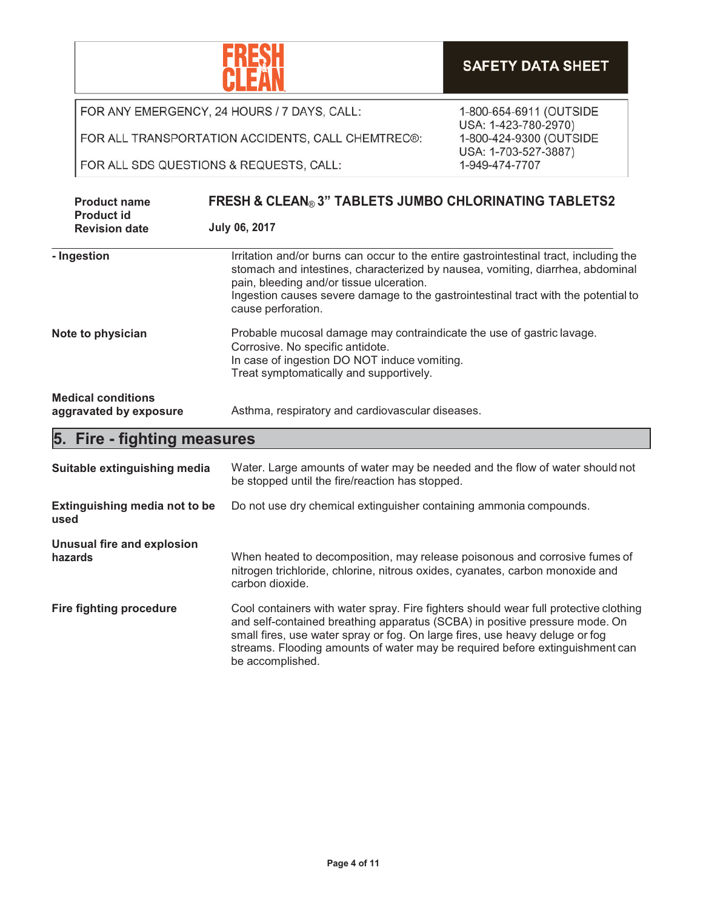**FOR ANY EMERGENCY, 24 HOURS / 7 DAYS, CALL:** 1-800-654-6911 (OUTSIDE USA: 1-423-780-2970)

**FOR ALL TRANSPORTATION ACCIDENTS, CALL CHEMTREC®:** 1-800-424-9300 (OUTSIDE USA: 1-703-527-3887)

**FOR ALL SDS QUESTIONS & REQUESTS, CALL:** 1-949-474-7707

| | |
|---|---|
| **Product name** | **FRESH & CLEAN® 3" TABLETS JUMBO CHLORINATING TABLETS2** |
| **Product id** | |
| **Revision date** | **July 06, 2017** |

| | |
|---|---|
| **- Ingestion** | Irritation and/or burns can occur to the entire gastrointestinal tract, including the stomach and intestines, characterized by nausea, vomiting, diarrhea, abdominal pain, bleeding and/or tissue ulceration.<br>Ingestion causes severe damage to the gastrointestinal tract with the potential to cause perforation. |
| **Note to physician** | Probable mucosal damage may contraindicate the use of gastric lavage.<br>Corrosive. No specific antidote.<br>In case of ingestion DO NOT induce vomiting.<br>Treat symptomatically and supportively. |
| **Medical conditions aggravated by exposure** | Asthma, respiratory and cardiovascular diseases. |

## 5. Fire - fighting measures

| | |
|---|---|
| **Suitable extinguishing media** | Water. Large amounts of water may be needed and the flow of water should not be stopped until the fire/reaction has stopped. |
| **Extinguishing media not to be used** | Do not use dry chemical extinguisher containing ammonia compounds. |
| **Unusual fire and explosion hazards** | When heated to decomposition, may release poisonous and corrosive fumes of nitrogen trichloride, chlorine, nitrous oxides, cyanates, carbon monoxide and carbon dioxide. |
| **Fire fighting procedure** | Cool containers with water spray. Fire fighters should wear full protective clothing and self-contained breathing apparatus (SCBA) in positive pressure mode. On small fires, use water spray or fog. On large fires, use heavy deluge or fog streams. Flooding amounts of water may be required before extinguishment can be accomplished. |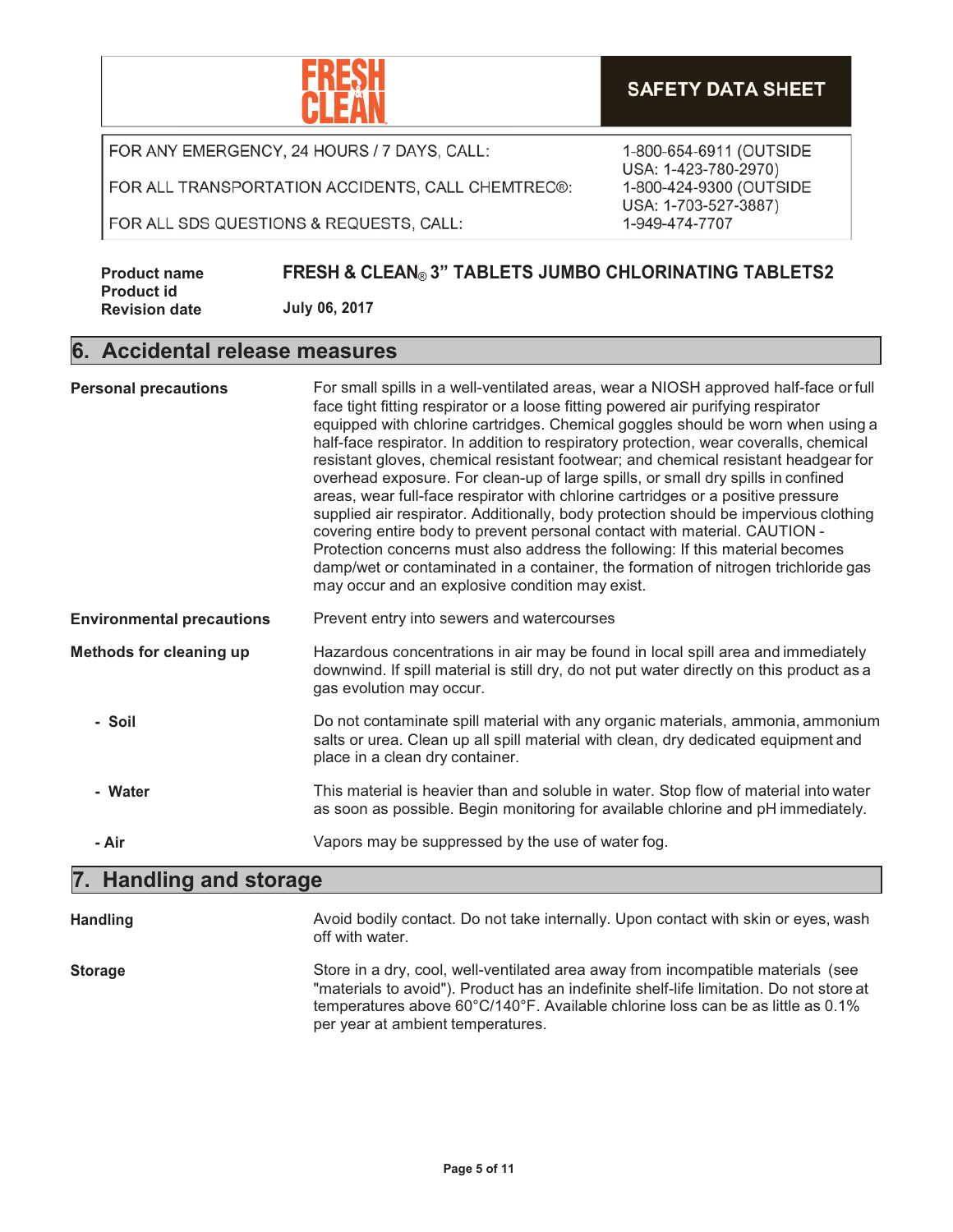FOR ANY EMERGENCY, 24 HOURS / 7 DAYS, CALL: 1-800-654-6911 (OUTSIDE USA: 1-423-780-2970)

FOR ALL TRANSPORTATION ACCIDENTS, CALL CHEMTREC®: 1-800-424-9300 (OUTSIDE USA: 1-703-527-3887)

FOR ALL SDS QUESTIONS & REQUESTS, CALL: 1-949-474-7707

**Product name** FRESH & CLEAN® 3" TABLETS JUMBO CHLORINATING TABLETS2

**Product id**

**Revision date** July 06, 2017

## 6. Accidental release measures

**Personal precautions**

For small spills in a well-ventilated areas, wear a NIOSH approved half-face or full face tight fitting respirator or a loose fitting powered air purifying respirator equipped with chlorine cartridges. Chemical goggles should be worn when using a half-face respirator. In addition to respiratory protection, wear coveralls, chemical resistant gloves, chemical resistant footwear; and chemical resistant headgear for overhead exposure. For clean-up of large spills, or small dry spills in confined areas, wear full-face respirator with chlorine cartridges or a positive pressure supplied air respirator. Additionally, body protection should be impervious clothing covering entire body to prevent personal contact with material. CAUTION - Protection concerns must also address the following: If this material becomes damp/wet or contaminated in a container, the formation of nitrogen trichloride gas may occur and an explosive condition may exist.

**Environmental precautions**

Prevent entry into sewers and watercourses

**Methods for cleaning up**

Hazardous concentrations in air may be found in local spill area and immediately downwind. If spill material is still dry, do not put water directly on this product as a gas evolution may occur.

**- Soil**

Do not contaminate spill material with any organic materials, ammonia, ammonium salts or urea. Clean up all spill material with clean, dry dedicated equipment and place in a clean dry container.

**- Water**

This material is heavier than and soluble in water. Stop flow of material into water as soon as possible. Begin monitoring for available chlorine and pH immediately.

**- Air**

Vapors may be suppressed by the use of water fog.

## 7. Handling and storage

**Handling**

Avoid bodily contact. Do not take internally. Upon contact with skin or eyes, wash off with water.

**Storage**

Store in a dry, cool, well-ventilated area away from incompatible materials (see "materials to avoid"). Product has an indefinite shelf-life limitation. Do not store at temperatures above 60°C/140°F. Available chlorine loss can be as little as 0.1% per year at ambient temperatures.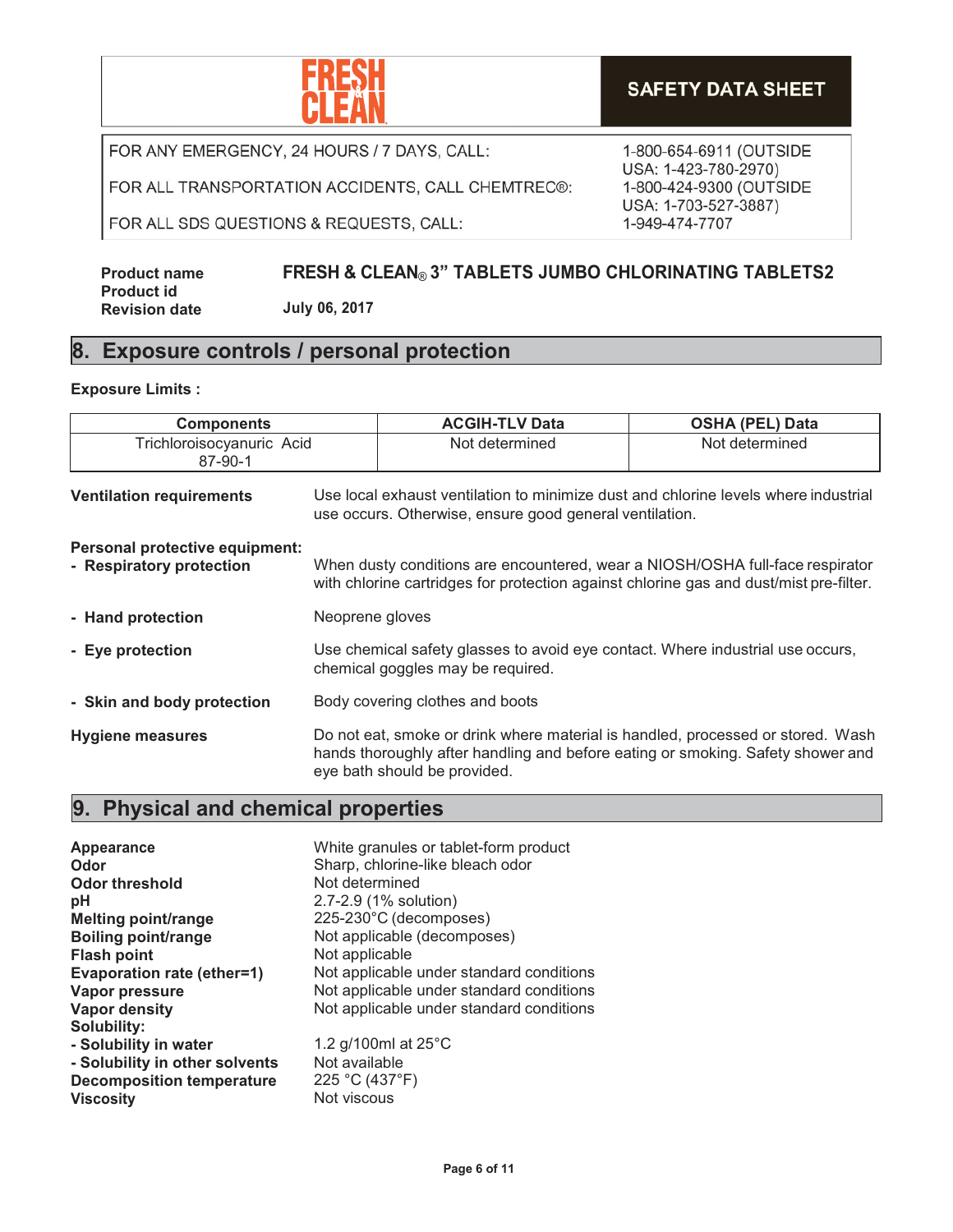**SAFETY DATA SHEET**

| | |
|---|---|
| FOR ANY EMERGENCY, 24 HOURS / 7 DAYS, CALL: | 1-800-654-6911 (OUTSIDE USA: 1-423-780-2970) |
| FOR ALL TRANSPORTATION ACCIDENTS, CALL CHEMTREC®: | 1-800-424-9300 (OUTSIDE USA: 1-703-527-3887) |
| FOR ALL SDS QUESTIONS & REQUESTS, CALL: | 1-949-474-7707 |

**Product name** FRESH & CLEAN® 3" TABLETS JUMBO CHLORINATING TABLETS2
**Product id**
**Revision date** July 06, 2017

## 8. Exposure controls / personal protection

**Exposure Limits :**

| Components | ACGIH-TLV Data | OSHA (PEL) Data |
|---|---|---|
| Trichloroisocyanuric Acid 87-90-1 | Not determined | Not determined |

**Ventilation requirements** Use local exhaust ventilation to minimize dust and chlorine levels where industrial use occurs. Otherwise, ensure good general ventilation.

**Personal protective equipment:**

- **Respiratory protection** When dusty conditions are encountered, wear a NIOSH/OSHA full-face respirator with chlorine cartridges for protection against chlorine gas and dust/mist pre-filter.
- **Hand protection** Neoprene gloves
- **Eye protection** Use chemical safety glasses to avoid eye contact. Where industrial use occurs, chemical goggles may be required.
- **Skin and body protection** Body covering clothes and boots

**Hygiene measures** Do not eat, smoke or drink where material is handled, processed or stored. Wash hands thoroughly after handling and before eating or smoking. Safety shower and eye bath should be provided.

## 9. Physical and chemical properties

| | |
|---|---|
| **Appearance** | White granules or tablet-form product |
| **Odor** | Sharp, chlorine-like bleach odor |
| **Odor threshold** | Not determined |
| **pH** | 2.7-2.9 (1% solution) |
| **Melting point/range** | 225-230°C (decomposes) |
| **Boiling point/range** | Not applicable (decomposes) |
| **Flash point** | Not applicable |
| **Evaporation rate (ether=1)** | Not applicable under standard conditions |
| **Vapor pressure** | Not applicable under standard conditions |
| **Vapor density** | Not applicable under standard conditions |
| **Solubility:** | |
| **- Solubility in water** | 1.2 g/100ml at 25°C |
| **- Solubility in other solvents** | Not available |
| **Decomposition temperature** | 225 °C (437°F) |
| **Viscosity** | Not viscous |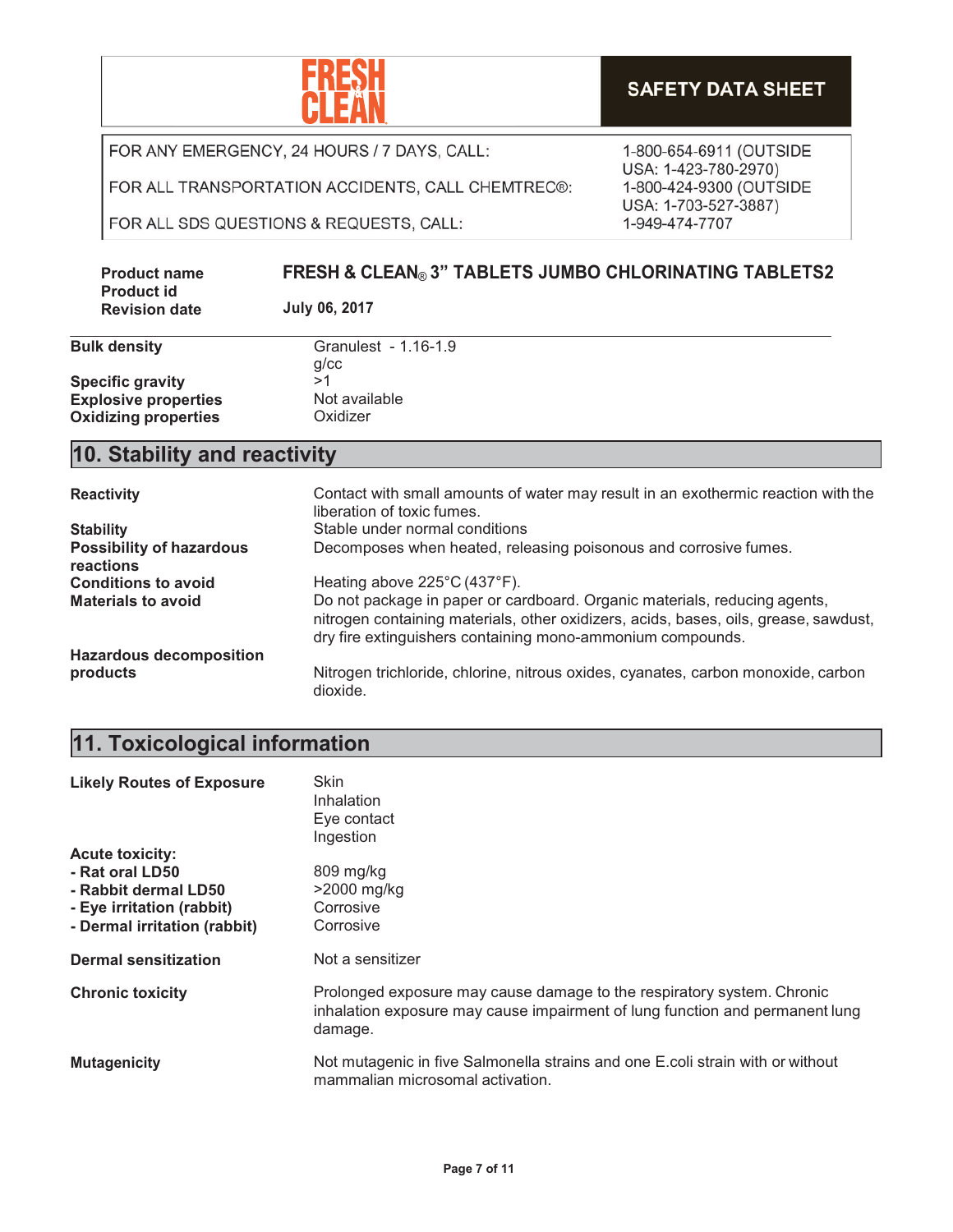**Bulk density** Granulest - 1.16-1.9 g/cc
**Specific gravity** >1
**Explosive properties** Not available
**Oxidizing properties** Oxidizer

## 10. Stability and reactivity

| | |
|---|---|
| **Reactivity** | Contact with small amounts of water may result in an exothermic reaction with the liberation of toxic fumes. |
| **Stability** | Stable under normal conditions |
| **Possibility of hazardous reactions** | Decomposes when heated, releasing poisonous and corrosive fumes. |
| **Conditions to avoid** | Heating above 225°C (437°F). |
| **Materials to avoid** | Do not package in paper or cardboard. Organic materials, reducing agents, nitrogen containing materials, other oxidizers, acids, bases, oils, grease, sawdust, dry fire extinguishers containing mono-ammonium compounds. |
| **Hazardous decomposition products** | Nitrogen trichloride, chlorine, nitrous oxides, cyanates, carbon monoxide, carbon dioxide. |

## 11. Toxicological information

| | |
|---|---|
| **Likely Routes of Exposure** | Skin<br>Inhalation<br>Eye contact<br>Ingestion |
| **Acute toxicity:** | |
| **- Rat oral LD50** | 809 mg/kg |
| **- Rabbit dermal LD50** | >2000 mg/kg |
| **- Eye irritation (rabbit)** | Corrosive |
| **- Dermal irritation (rabbit)** | Corrosive |
| **Dermal sensitization** | Not a sensitizer |
| **Chronic toxicity** | Prolonged exposure may cause damage to the respiratory system. Chronic inhalation exposure may cause impairment of lung function and permanent lung damage. |
| **Mutagenicity** | Not mutagenic in five Salmonella strains and one E.coli strain with or without mammalian microsomal activation. |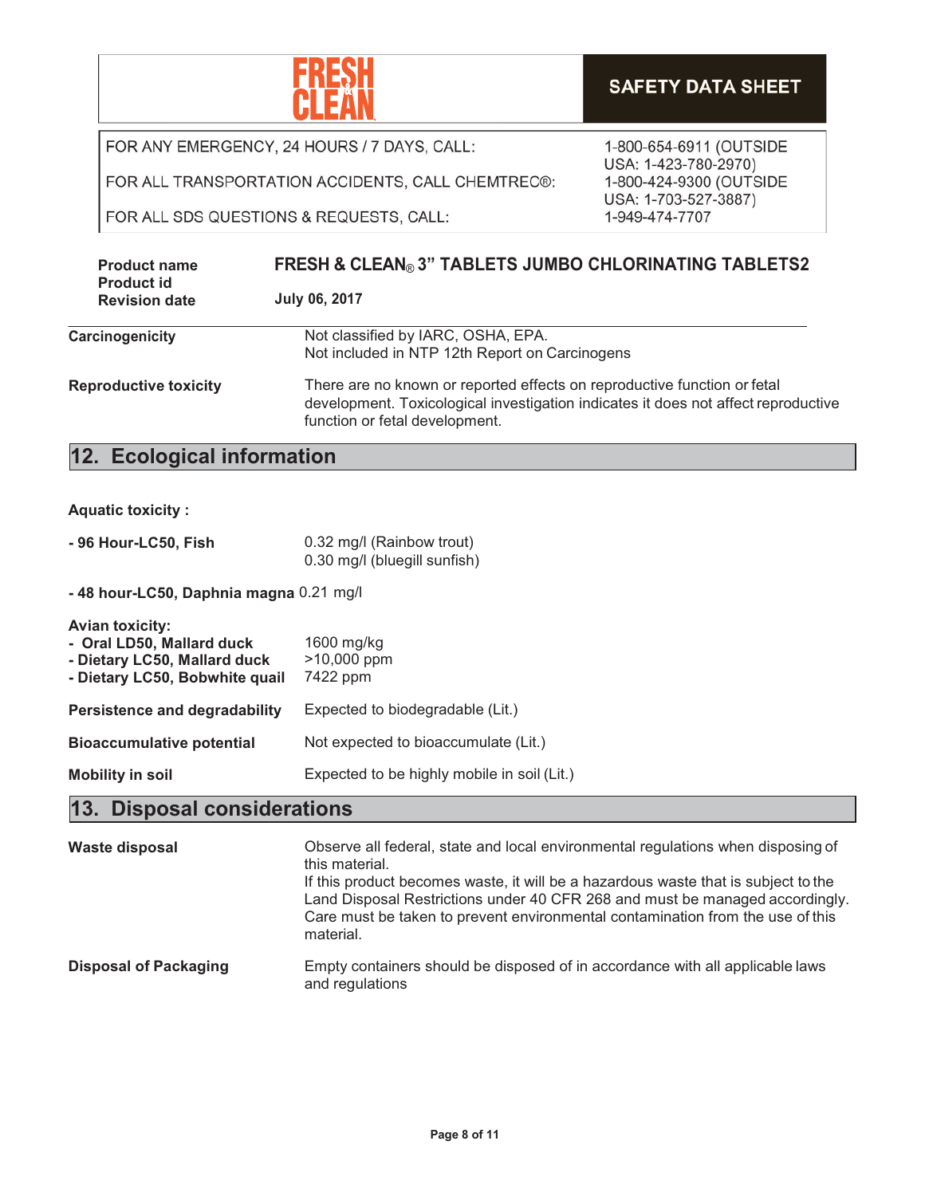SAFETY DATA SHEET

| | |
|---|---|
| FOR ANY EMERGENCY, 24 HOURS / 7 DAYS, CALL: | 1-800-654-6911 (OUTSIDE USA: 1-423-780-2970) |
| FOR ALL TRANSPORTATION ACCIDENTS, CALL CHEMTREC®: | 1-800-424-9300 (OUTSIDE USA: 1-703-527-3887) |
| FOR ALL SDS QUESTIONS & REQUESTS, CALL: | 1-949-474-7707 |

| | |
|---|---|
| **Product name** | **FRESH & CLEAN® 3" TABLETS JUMBO CHLORINATING TABLETS2** |
| **Product id** | |
| **Revision date** | **July 06, 2017** |

**Carcinogenicity** — Not classified by IARC, OSHA, EPA.
Not included in NTP 12th Report on Carcinogens

**Reproductive toxicity** — There are no known or reported effects on reproductive function or fetal development. Toxicological investigation indicates it does not affect reproductive function or fetal development.

## 12. Ecological information

**Aquatic toxicity :**

| | |
|---|---|
| **- 96 Hour-LC50, Fish** | 0.32 mg/l (Rainbow trout)<br>0.30 mg/l (bluegill sunfish) |
| **- 48 hour-LC50, Daphnia magna** | 0.21 mg/l |

**Avian toxicity:**

| | |
|---|---|
| **- Oral LD50, Mallard duck** | 1600 mg/kg |
| **- Dietary LC50, Mallard duck** | >10,000 ppm |
| **- Dietary LC50, Bobwhite quail** | 7422 ppm |

| | |
|---|---|
| **Persistence and degradability** | Expected to biodegradable (Lit.) |
| **Bioaccumulative potential** | Not expected to bioaccumulate (Lit.) |
| **Mobility in soil** | Expected to be highly mobile in soil (Lit.) |

## 13. Disposal considerations

**Waste disposal** — Observe all federal, state and local environmental regulations when disposing of this material.
If this product becomes waste, it will be a hazardous waste that is subject to the Land Disposal Restrictions under 40 CFR 268 and must be managed accordingly. Care must be taken to prevent environmental contamination from the use of this material.

**Disposal of Packaging** — Empty containers should be disposed of in accordance with all applicable laws and regulations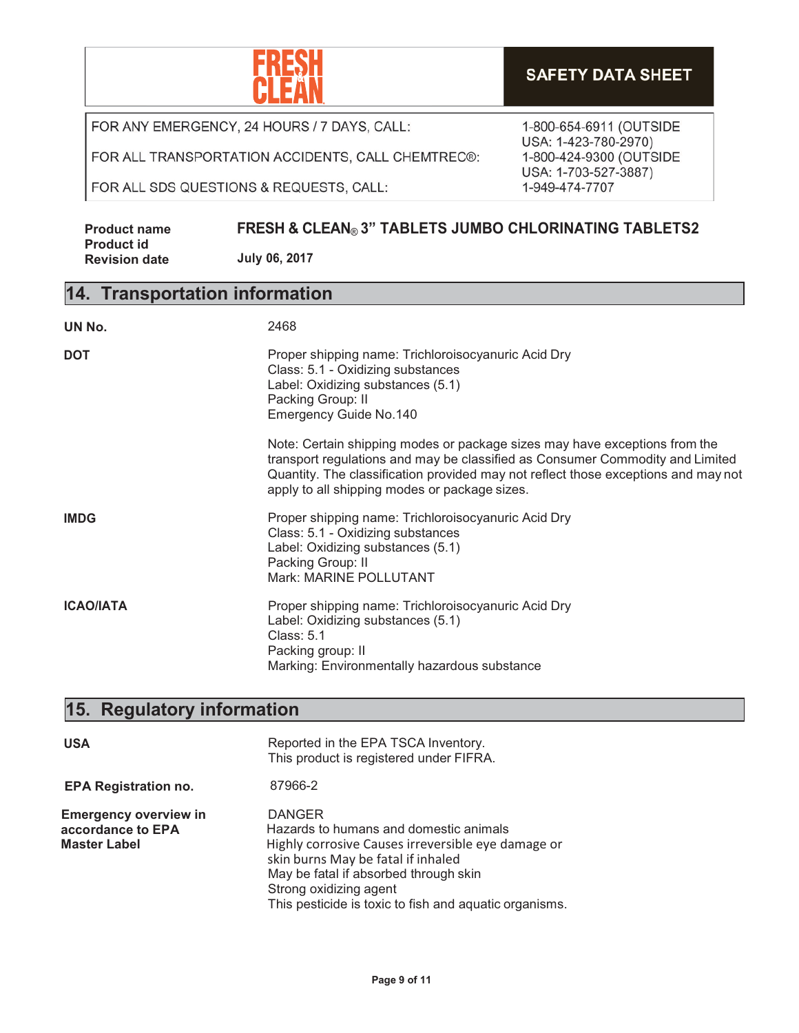FOR ANY EMERGENCY, 24 HOURS / 7 DAYS, CALL: 1-800-654-6911 (OUTSIDE USA: 1-423-780-2970)

FOR ALL TRANSPORTATION ACCIDENTS, CALL CHEMTREC®: 1-800-424-9300 (OUTSIDE USA: 1-703-527-3887)

FOR ALL SDS QUESTIONS & REQUESTS, CALL: 1-949-474-7707

**Product name** FRESH & CLEAN® 3" TABLETS JUMBO CHLORINATING TABLETS2

**Product id**

**Revision date** July 06, 2017

## 14. Transportation information

**UN No.** 2468

**DOT**

Proper shipping name: Trichloroisocyanuric Acid Dry
Class: 5.1 - Oxidizing substances
Label: Oxidizing substances (5.1)
Packing Group: II
Emergency Guide No.140

Note: Certain shipping modes or package sizes may have exceptions from the transport regulations and may be classified as Consumer Commodity and Limited Quantity. The classification provided may not reflect those exceptions and may not apply to all shipping modes or package sizes.

**IMDG**

Proper shipping name: Trichloroisocyanuric Acid Dry
Class: 5.1 - Oxidizing substances
Label: Oxidizing substances (5.1)
Packing Group: II
Mark: MARINE POLLUTANT

**ICAO/IATA**

Proper shipping name: Trichloroisocyanuric Acid Dry
Label: Oxidizing substances (5.1)
Class: 5.1
Packing group: II
Marking: Environmentally hazardous substance

## 15. Regulatory information

**USA**

Reported in the EPA TSCA Inventory.
This product is registered under FIFRA.

**EPA Registration no.** 87966-2

**Emergency overview in accordance to EPA Master Label**

DANGER
Hazards to humans and domestic animals
Highly corrosive Causes irreversible eye damage or skin burns May be fatal if inhaled
May be fatal if absorbed through skin
Strong oxidizing agent
This pesticide is toxic to fish and aquatic organisms.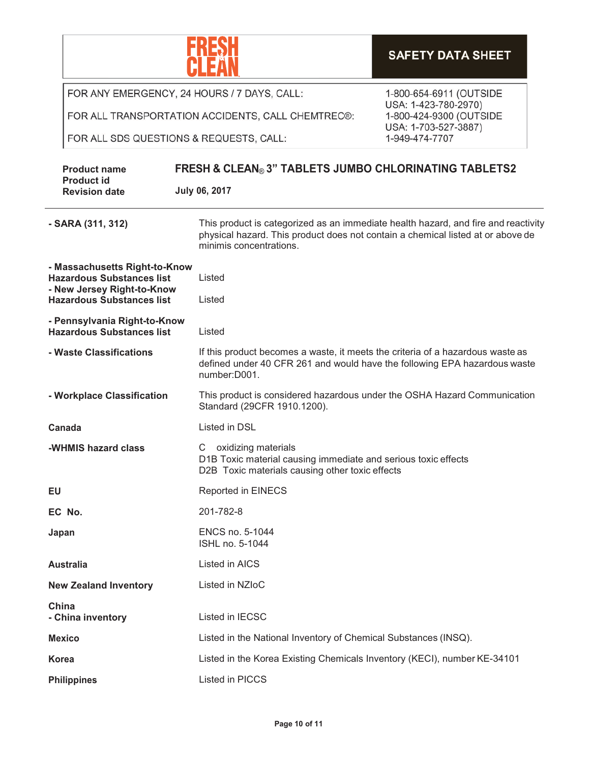FRESH & CLEAN

**SAFETY DATA SHEET**

| | |
|---|---|
| FOR ANY EMERGENCY, 24 HOURS / 7 DAYS, CALL: | 1-800-654-6911 (OUTSIDE USA: 1-423-780-2970) |
| FOR ALL TRANSPORTATION ACCIDENTS, CALL CHEMTREC®: | 1-800-424-9300 (OUTSIDE USA: 1-703-527-3887) |
| FOR ALL SDS QUESTIONS & REQUESTS, CALL: | 1-949-474-7707 |

| | |
|---|---|
| **Product name** | **FRESH & CLEAN® 3" TABLETS JUMBO CHLORINATING TABLETS2** |
| **Product id** | |
| **Revision date** | **July 06, 2017** |

---

| | |
|---|---|
| **- SARA (311, 312)** | This product is categorized as an immediate health hazard, and fire and reactivity physical hazard. This product does not contain a chemical listed at or above de minimis concentrations. |
| **- Massachusetts Right-to-Know Hazardous Substances list** | Listed |
| **- New Jersey Right-to-Know Hazardous Substances list** | Listed |
| **- Pennsylvania Right-to-Know Hazardous Substances list** | Listed |
| **- Waste Classifications** | If this product becomes a waste, it meets the criteria of a hazardous waste as defined under 40 CFR 261 and would have the following EPA hazardous waste number:D001. |
| **- Workplace Classification** | This product is considered hazardous under the OSHA Hazard Communication Standard (29CFR 1910.1200). |
| **Canada** | Listed in DSL |
| **-WHMIS hazard class** | C oxidizing materials<br>D1B Toxic material causing immediate and serious toxic effects<br>D2B Toxic materials causing other toxic effects |
| **EU** | Reported in EINECS |
| **EC No.** | 201-782-8 |
| **Japan** | ENCS no. 5-1044<br>ISHL no. 5-1044 |
| **Australia** | Listed in AICS |
| **New Zealand Inventory** | Listed in NZIoC |
| **China**<br>**- China inventory** | Listed in IECSC |
| **Mexico** | Listed in the National Inventory of Chemical Substances (INSQ). |
| **Korea** | Listed in the Korea Existing Chemicals Inventory (KECI), number KE-34101 |
| **Philippines** | Listed in PICCS |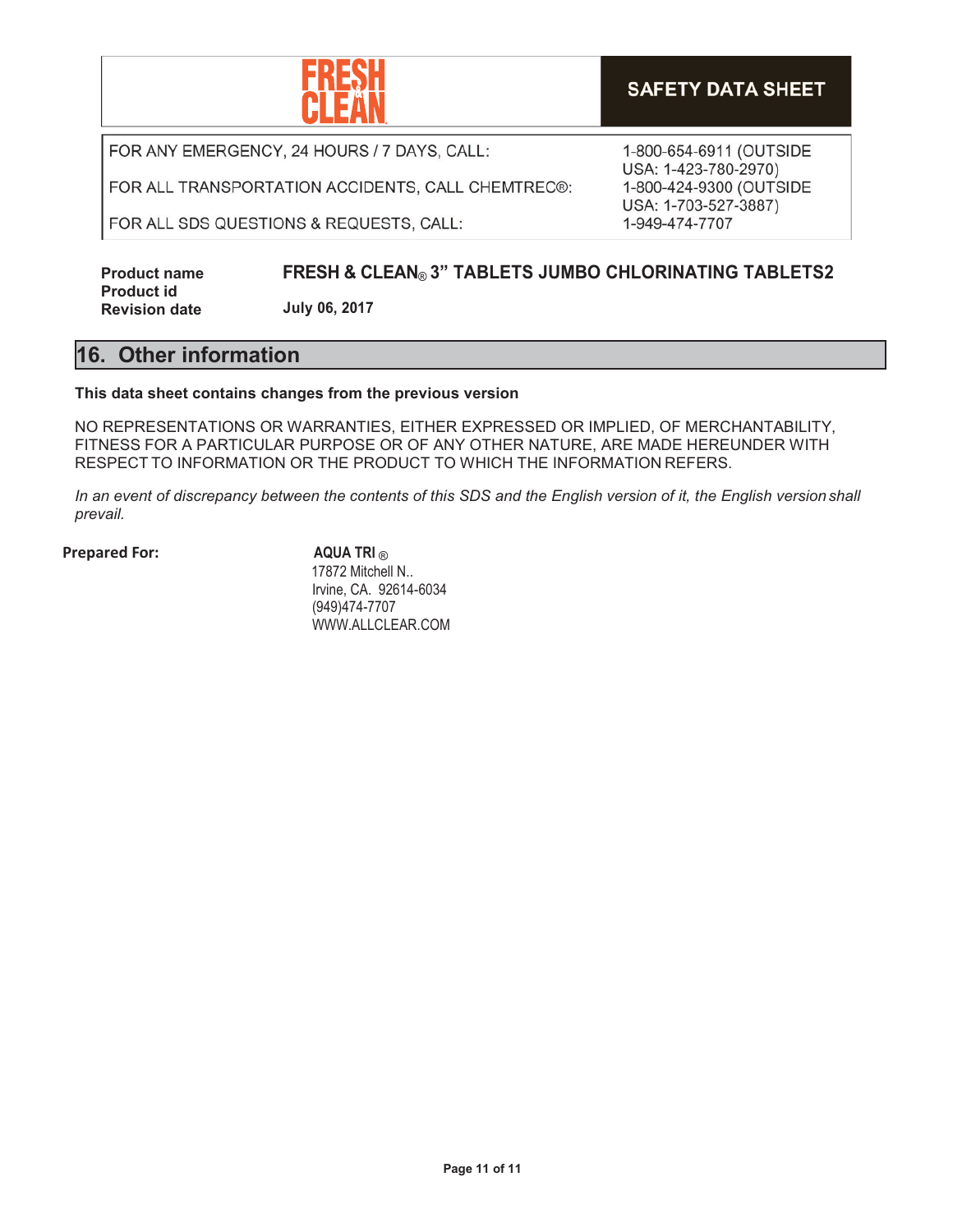FRESH & CLEAN

**SAFETY DATA SHEET**

| | |
|---|---|
| FOR ANY EMERGENCY, 24 HOURS / 7 DAYS, CALL: | 1-800-654-6911 (OUTSIDE USA: 1-423-780-2970) |
| FOR ALL TRANSPORTATION ACCIDENTS, CALL CHEMTREC®: | 1-800-424-9300 (OUTSIDE USA: 1-703-527-3887) |
| FOR ALL SDS QUESTIONS & REQUESTS, CALL: | 1-949-474-7707 |

**Product name** **FRESH & CLEAN® 3" TABLETS JUMBO CHLORINATING TABLETS2**
**Product id**
**Revision date** **July 06, 2017**

## 16. Other information

**This data sheet contains changes from the previous version**

NO REPRESENTATIONS OR WARRANTIES, EITHER EXPRESSED OR IMPLIED, OF MERCHANTABILITY, FITNESS FOR A PARTICULAR PURPOSE OR OF ANY OTHER NATURE, ARE MADE HEREUNDER WITH RESPECT TO INFORMATION OR THE PRODUCT TO WHICH THE INFORMATION REFERS.

*In an event of discrepancy between the contents of this SDS and the English version of it, the English version shall prevail.*

**Prepared For:**

**AQUA TRI ®**
17872 Mitchell N..
Irvine, CA. 92614-6034
(949)474-7707
WWW.ALLCLEAR.COM